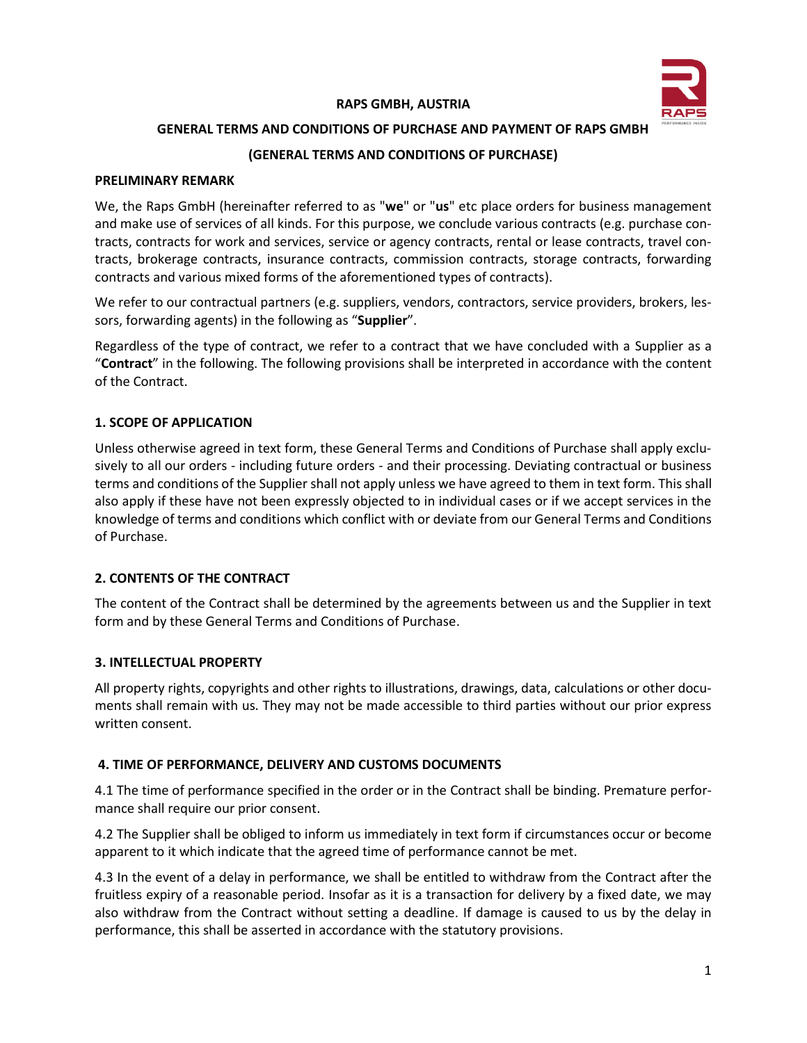**RAPS GMBH, AUSTRIA**

# GENERAL TERMS AND CONDITIONS OF PURCHASE AND PAYMENT OF RAPS GMBH

# (GENERAL TERMS AND CONDITIONS OF PURCHASE)

## PRELIMINARY REMARK

We, the Raps GmbH (hereinafter referred to as "**we**" or "**us**" etc place orders for business management and make use of services of all kinds. For this purpose, we conclude various contracts (e.g. purchase contracts, contracts for work and services, service or agency contracts, rental or lease contracts, travel contracts, brokerage contracts, insurance contracts, commission contracts, storage contracts, forwarding contracts and various mixed forms of the aforementioned types of contracts).

We refer to our contractual partners (e.g. suppliers, vendors, contractors, service providers, brokers, lessors, forwarding agents) in the following as "**Supplier**".

Regardless of the type of contract, we refer to a contract that we have concluded with a Supplier as a "**Contract**" in the following. The following provisions shall be interpreted in accordance with the content of the Contract.

## 1. SCOPE OF APPLICATION

Unless otherwise agreed in text form, these General Terms and Conditions of Purchase shall apply exclusively to all our orders - including future orders - and their processing. Deviating contractual or business terms and conditions of the Supplier shall not apply unless we have agreed to them in text form. This shall also apply if these have not been expressly objected to in individual cases or if we accept services in the knowledge of terms and conditions which conflict with or deviate from our General Terms and Conditions of Purchase.

## 2. CONTENTS OF THE CONTRACT

The content of the Contract shall be determined by the agreements between us and the Supplier in text form and by these General Terms and Conditions of Purchase.

## 3. INTELLECTUAL PROPERTY

All property rights, copyrights and other rights to illustrations, drawings, data, calculations or other documents shall remain with us. They may not be made accessible to third parties without our prior express written consent.

## 4. TIME OF PERFORMANCE, DELIVERY AND CUSTOMS DOCUMENTS

4.1 The time of performance specified in the order or in the Contract shall be binding. Premature performance shall require our prior consent.

4.2 The Supplier shall be obliged to inform us immediately in text form if circumstances occur or become apparent to it which indicate that the agreed time of performance cannot be met.

4.3 In the event of a delay in performance, we shall be entitled to withdraw from the Contract after the fruitless expiry of a reasonable period. Insofar as it is a transaction for delivery by a fixed date, we may also withdraw from the Contract without setting a deadline. If damage is caused to us by the delay in performance, this shall be asserted in accordance with the statutory provisions.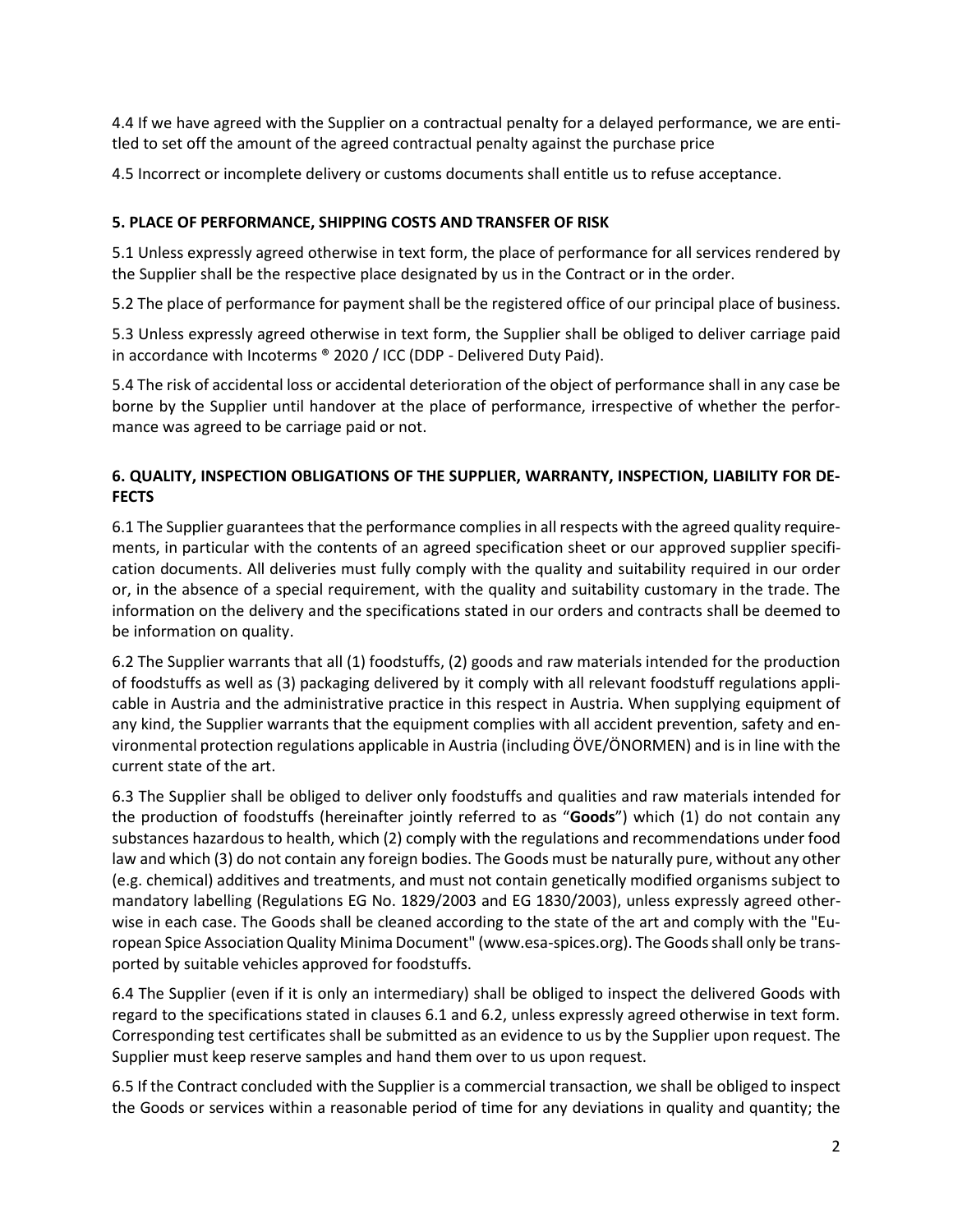4.4 If we have agreed with the Supplier on a contractual penalty for a delayed performance, we are entitled to set off the amount of the agreed contractual penalty against the purchase price

4.5 Incorrect or incomplete delivery or customs documents shall entitle us to refuse acceptance.

### 5. PLACE OF PERFORMANCE, SHIPPING COSTS AND TRANSFER OF RISK

5.1 Unless expressly agreed otherwise in text form, the place of performance for all services rendered by the Supplier shall be the respective place designated by us in the Contract or in the order.

5.2 The place of performance for payment shall be the registered office of our principal place of business.

5.3 Unless expressly agreed otherwise in text form, the Supplier shall be obliged to deliver carriage paid in accordance with Incoterms ® 2020 / ICC (DDP - Delivered Duty Paid).

5.4 The risk of accidental loss or accidental deterioration of the object of performance shall in any case be borne by the Supplier until handover at the place of performance, irrespective of whether the performance was agreed to be carriage paid or not.

### 6. QUALITY, INSPECTION OBLIGATIONS OF THE SUPPLIER, WARRANTY, INSPECTION, LIABILITY FOR DEFECTS

6.1 The Supplier guarantees that the performance complies in all respects with the agreed quality requirements, in particular with the contents of an agreed specification sheet or our approved supplier specification documents. All deliveries must fully comply with the quality and suitability required in our order or, in the absence of a special requirement, with the quality and suitability customary in the trade. The information on the delivery and the specifications stated in our orders and contracts shall be deemed to be information on quality.

6.2 The Supplier warrants that all (1) foodstuffs, (2) goods and raw materials intended for the production of foodstuffs as well as (3) packaging delivered by it comply with all relevant foodstuff regulations applicable in Austria and the administrative practice in this respect in Austria. When supplying equipment of any kind, the Supplier warrants that the equipment complies with all accident prevention, safety and environmental protection regulations applicable in Austria (including ÖVE/ÖNORMEN) and is in line with the current state of the art.

6.3 The Supplier shall be obliged to deliver only foodstuffs and qualities and raw materials intended for the production of foodstuffs (hereinafter jointly referred to as "**Goods**") which (1) do not contain any substances hazardous to health, which (2) comply with the regulations and recommendations under food law and which (3) do not contain any foreign bodies. The Goods must be naturally pure, without any other (e.g. chemical) additives and treatments, and must not contain genetically modified organisms subject to mandatory labelling (Regulations EG No. 1829/2003 and EG 1830/2003), unless expressly agreed otherwise in each case. The Goods shall be cleaned according to the state of the art and comply with the "European Spice Association Quality Minima Document" (www.esa-spices.org). The Goods shall only be transported by suitable vehicles approved for foodstuffs.

6.4 The Supplier (even if it is only an intermediary) shall be obliged to inspect the delivered Goods with regard to the specifications stated in clauses 6.1 and 6.2, unless expressly agreed otherwise in text form. Corresponding test certificates shall be submitted as an evidence to us by the Supplier upon request. The Supplier must keep reserve samples and hand them over to us upon request.

6.5 If the Contract concluded with the Supplier is a commercial transaction, we shall be obliged to inspect the Goods or services within a reasonable period of time for any deviations in quality and quantity; the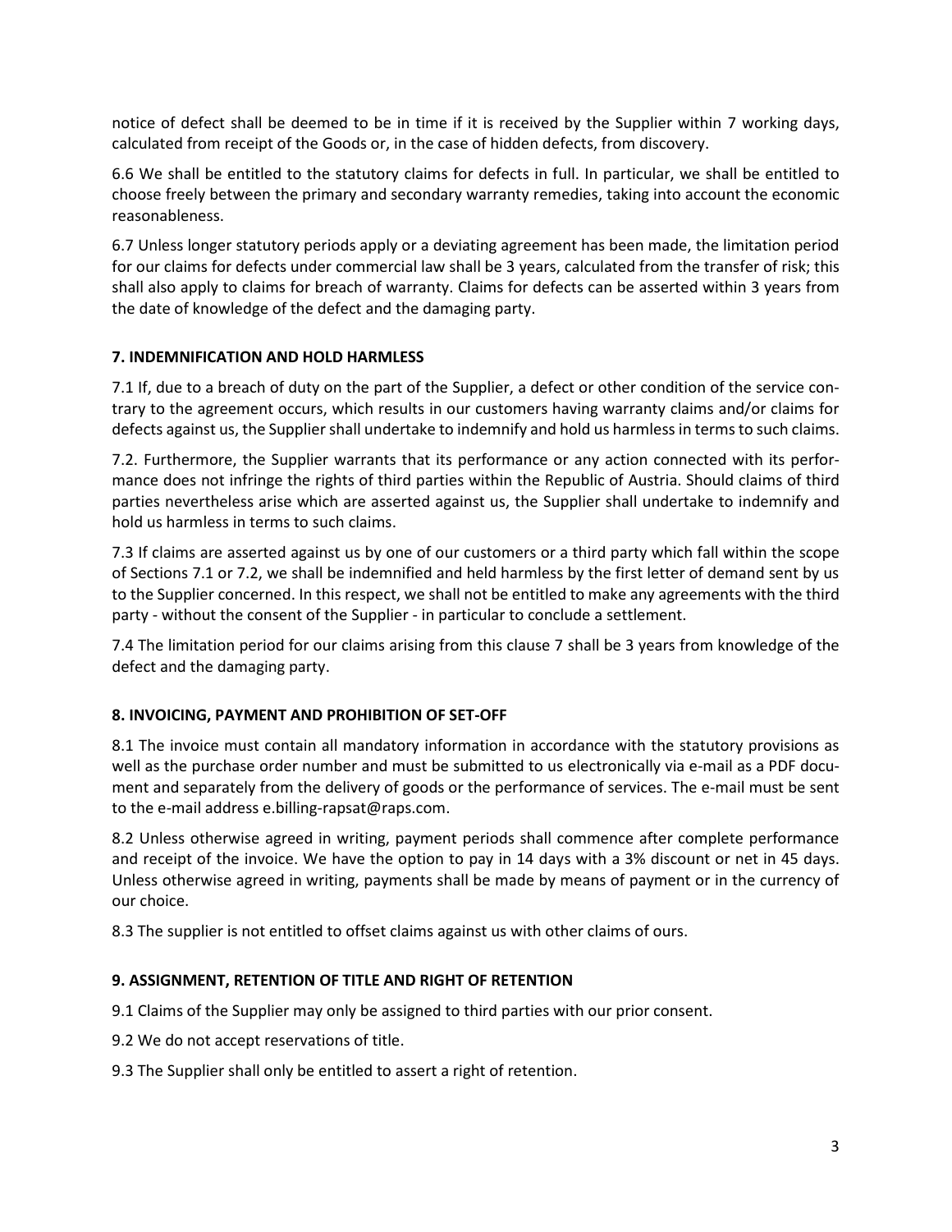notice of defect shall be deemed to be in time if it is received by the Supplier within 7 working days, calculated from receipt of the Goods or, in the case of hidden defects, from discovery.

6.6 We shall be entitled to the statutory claims for defects in full. In particular, we shall be entitled to choose freely between the primary and secondary warranty remedies, taking into account the economic reasonableness.

6.7 Unless longer statutory periods apply or a deviating agreement has been made, the limitation period for our claims for defects under commercial law shall be 3 years, calculated from the transfer of risk; this shall also apply to claims for breach of warranty. Claims for defects can be asserted within 3 years from the date of knowledge of the defect and the damaging party.

### 7. INDEMNIFICATION AND HOLD HARMLESS

7.1 If, due to a breach of duty on the part of the Supplier, a defect or other condition of the service contrary to the agreement occurs, which results in our customers having warranty claims and/or claims for defects against us, the Supplier shall undertake to indemnify and hold us harmless in terms to such claims.

7.2. Furthermore, the Supplier warrants that its performance or any action connected with its performance does not infringe the rights of third parties within the Republic of Austria. Should claims of third parties nevertheless arise which are asserted against us, the Supplier shall undertake to indemnify and hold us harmless in terms to such claims.

7.3 If claims are asserted against us by one of our customers or a third party which fall within the scope of Sections 7.1 or 7.2, we shall be indemnified and held harmless by the first letter of demand sent by us to the Supplier concerned. In this respect, we shall not be entitled to make any agreements with the third party - without the consent of the Supplier - in particular to conclude a settlement.

7.4 The limitation period for our claims arising from this clause 7 shall be 3 years from knowledge of the defect and the damaging party.

### 8. INVOICING, PAYMENT AND PROHIBITION OF SET-OFF

8.1 The invoice must contain all mandatory information in accordance with the statutory provisions as well as the purchase order number and must be submitted to us electronically via e-mail as a PDF document and separately from the delivery of goods or the performance of services. The e-mail must be sent to the e-mail address e.billing-rapsat@raps.com.

8.2 Unless otherwise agreed in writing, payment periods shall commence after complete performance and receipt of the invoice. We have the option to pay in 14 days with a 3% discount or net in 45 days. Unless otherwise agreed in writing, payments shall be made by means of payment or in the currency of our choice.

8.3 The supplier is not entitled to offset claims against us with other claims of ours.

### 9. ASSIGNMENT, RETENTION OF TITLE AND RIGHT OF RETENTION

9.1 Claims of the Supplier may only be assigned to third parties with our prior consent.

9.2 We do not accept reservations of title.

9.3 The Supplier shall only be entitled to assert a right of retention.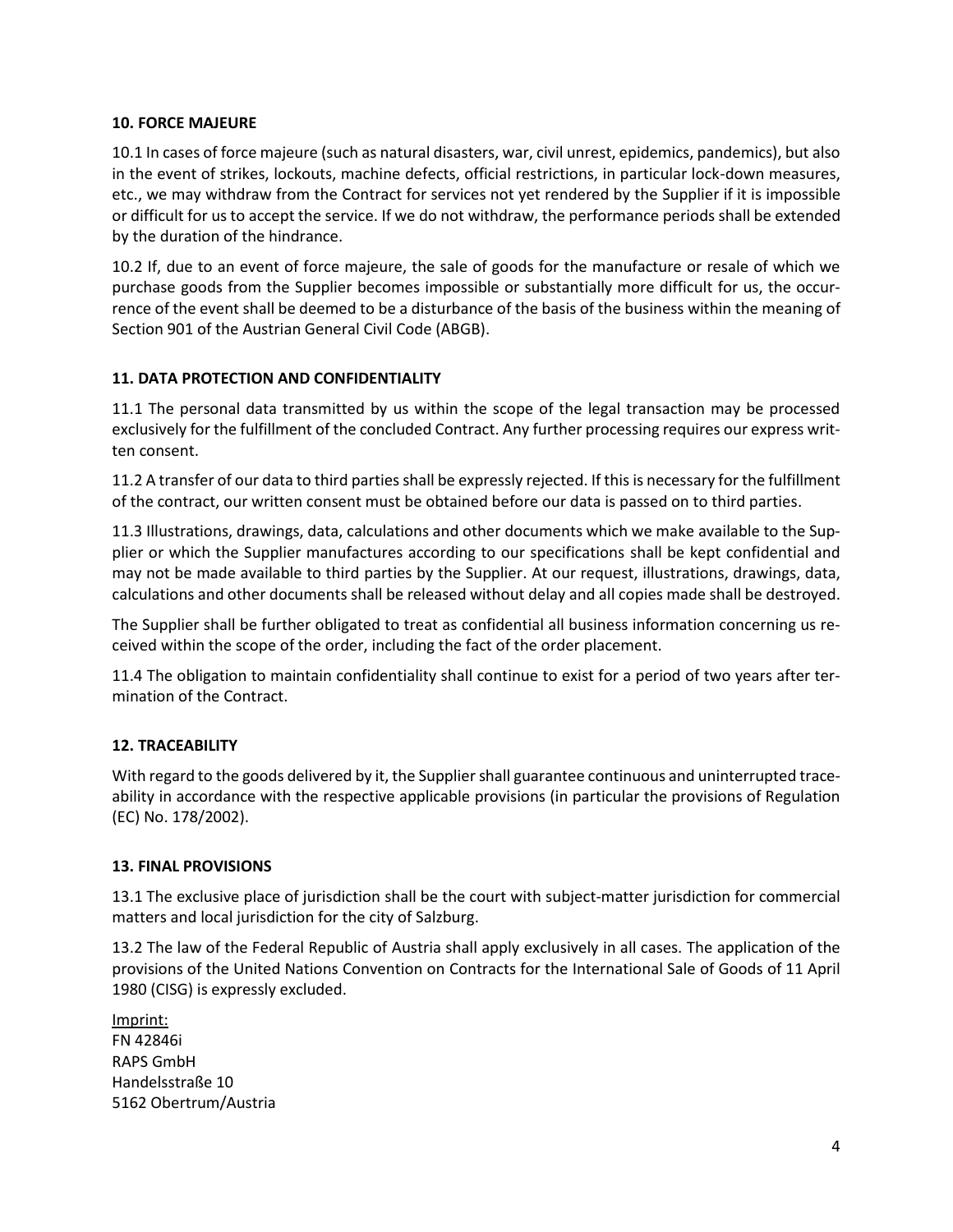## 10. FORCE MAJEURE

10.1 In cases of force majeure (such as natural disasters, war, civil unrest, epidemics, pandemics), but also in the event of strikes, lockouts, machine defects, official restrictions, in particular lock-down measures, etc., we may withdraw from the Contract for services not yet rendered by the Supplier if it is impossible or difficult for us to accept the service. If we do not withdraw, the performance periods shall be extended by the duration of the hindrance.

10.2 If, due to an event of force majeure, the sale of goods for the manufacture or resale of which we purchase goods from the Supplier becomes impossible or substantially more difficult for us, the occurrence of the event shall be deemed to be a disturbance of the basis of the business within the meaning of Section 901 of the Austrian General Civil Code (ABGB).

## 11. DATA PROTECTION AND CONFIDENTIALITY

11.1 The personal data transmitted by us within the scope of the legal transaction may be processed exclusively for the fulfillment of the concluded Contract. Any further processing requires our express written consent.

11.2 A transfer of our data to third parties shall be expressly rejected. If this is necessary for the fulfillment of the contract, our written consent must be obtained before our data is passed on to third parties.

11.3 Illustrations, drawings, data, calculations and other documents which we make available to the Supplier or which the Supplier manufactures according to our specifications shall be kept confidential and may not be made available to third parties by the Supplier. At our request, illustrations, drawings, data, calculations and other documents shall be released without delay and all copies made shall be destroyed.

The Supplier shall be further obligated to treat as confidential all business information concerning us received within the scope of the order, including the fact of the order placement.

11.4 The obligation to maintain confidentiality shall continue to exist for a period of two years after termination of the Contract.

## 12. TRACEABILITY

With regard to the goods delivered by it, the Supplier shall guarantee continuous and uninterrupted traceability in accordance with the respective applicable provisions (in particular the provisions of Regulation (EC) No. 178/2002).

## 13. FINAL PROVISIONS

13.1 The exclusive place of jurisdiction shall be the court with subject-matter jurisdiction for commercial matters and local jurisdiction for the city of Salzburg.

13.2 The law of the Federal Republic of Austria shall apply exclusively in all cases. The application of the provisions of the United Nations Convention on Contracts for the International Sale of Goods of 11 April 1980 (CISG) is expressly excluded.

Imprint:
FN 42846i
RAPS GmbH
Handelsstraße 10
5162 Obertrum/Austria